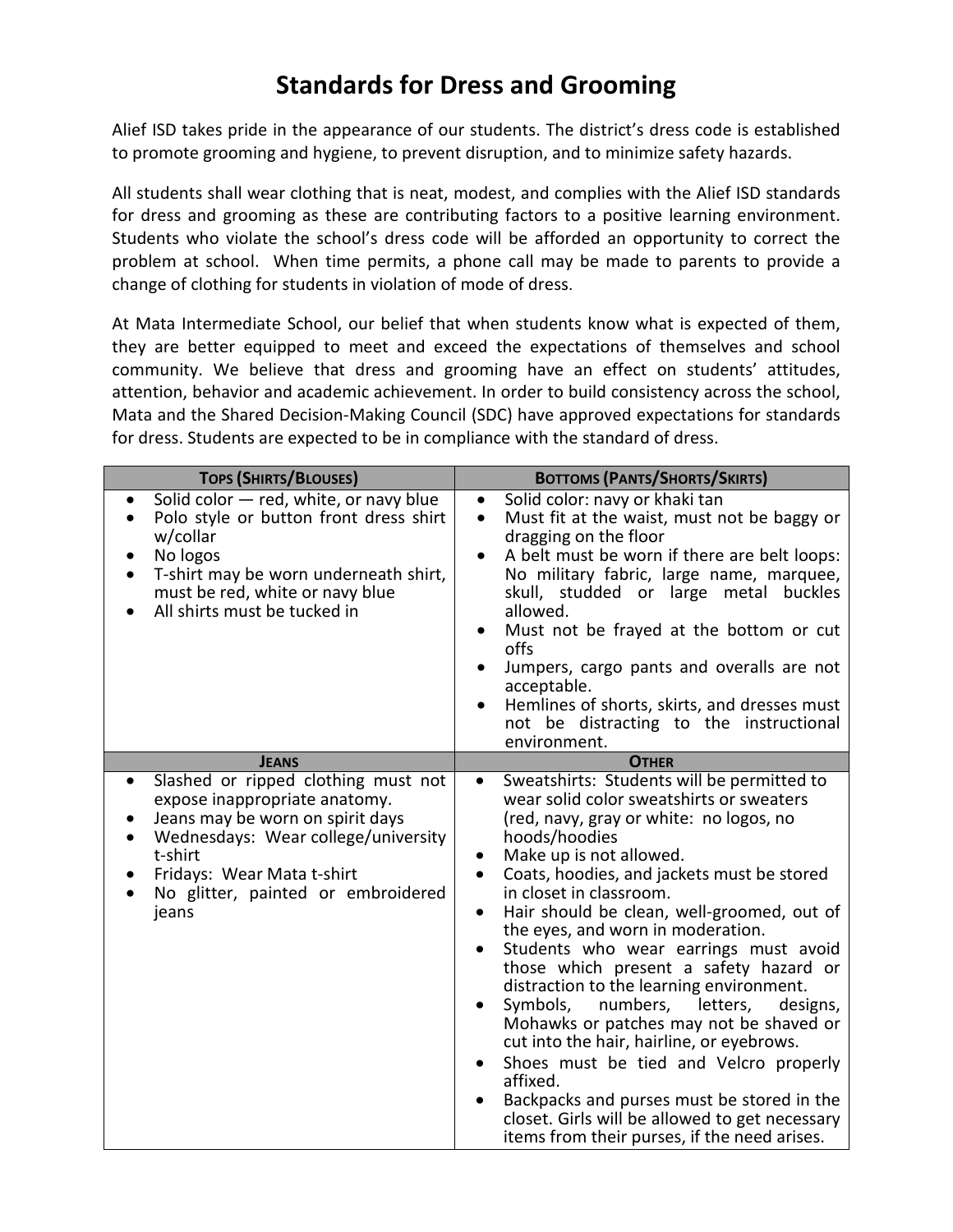# Standards for Dress and Grooming

Alief ISD takes pride in the appearance of our students. The district's dress code is established to promote grooming and hygiene, to prevent disruption, and to minimize safety hazards.

All students shall wear clothing that is neat, modest, and complies with the Alief ISD standards for dress and grooming as these are contributing factors to a positive learning environment. Students who violate the school's dress code will be afforded an opportunity to correct the problem at school. When time permits, a phone call may be made to parents to provide a change of clothing for students in violation of mode of dress.

At Mata Intermediate School, our belief that when students know what is expected of them, they are better equipped to meet and exceed the expectations of themselves and school community. We believe that dress and grooming have an effect on students' attitudes, attention, behavior and academic achievement. In order to build consistency across the school, Mata and the Shared Decision-Making Council (SDC) have approved expectations for standards for dress. Students are expected to be in compliance with the standard of dress.

| Tops (Shirts/Blouses) | Bottoms (Pants/Shorts/Skirts) |
|---|---|
| • Solid color — red, white, or navy blue<br>• Polo style or button front dress shirt w/collar<br>• No logos<br>• T-shirt may be worn underneath shirt, must be red, white or navy blue<br>• All shirts must be tucked in | • Solid color: navy or khaki tan<br>• Must fit at the waist, must not be baggy or dragging on the floor<br>• A belt must be worn if there are belt loops: No military fabric, large name, marquee, skull, studded or large metal buckles allowed.<br>• Must not be frayed at the bottom or cut offs<br>• Jumpers, cargo pants and overalls are not acceptable.<br>• Hemlines of shorts, skirts, and dresses must not be distracting to the instructional environment. |
| **Jeans** | **Other** |
| • Slashed or ripped clothing must not expose inappropriate anatomy.<br>• Jeans may be worn on spirit days<br>• Wednesdays: Wear college/university t-shirt<br>• Fridays: Wear Mata t-shirt<br>• No glitter, painted or embroidered jeans | • Sweatshirts: Students will be permitted to wear solid color sweatshirts or sweaters (red, navy, gray or white: no logos, no hoods/hoodies<br>• Make up is not allowed.<br>• Coats, hoodies, and jackets must be stored in closet in classroom.<br>• Hair should be clean, well-groomed, out of the eyes, and worn in moderation.<br>• Students who wear earrings must avoid those which present a safety hazard or distraction to the learning environment.<br>• Symbols, numbers, letters, designs, Mohawks or patches may not be shaved or cut into the hair, hairline, or eyebrows.<br>• Shoes must be tied and Velcro properly affixed.<br>• Backpacks and purses must be stored in the closet. Girls will be allowed to get necessary items from their purses, if the need arises. |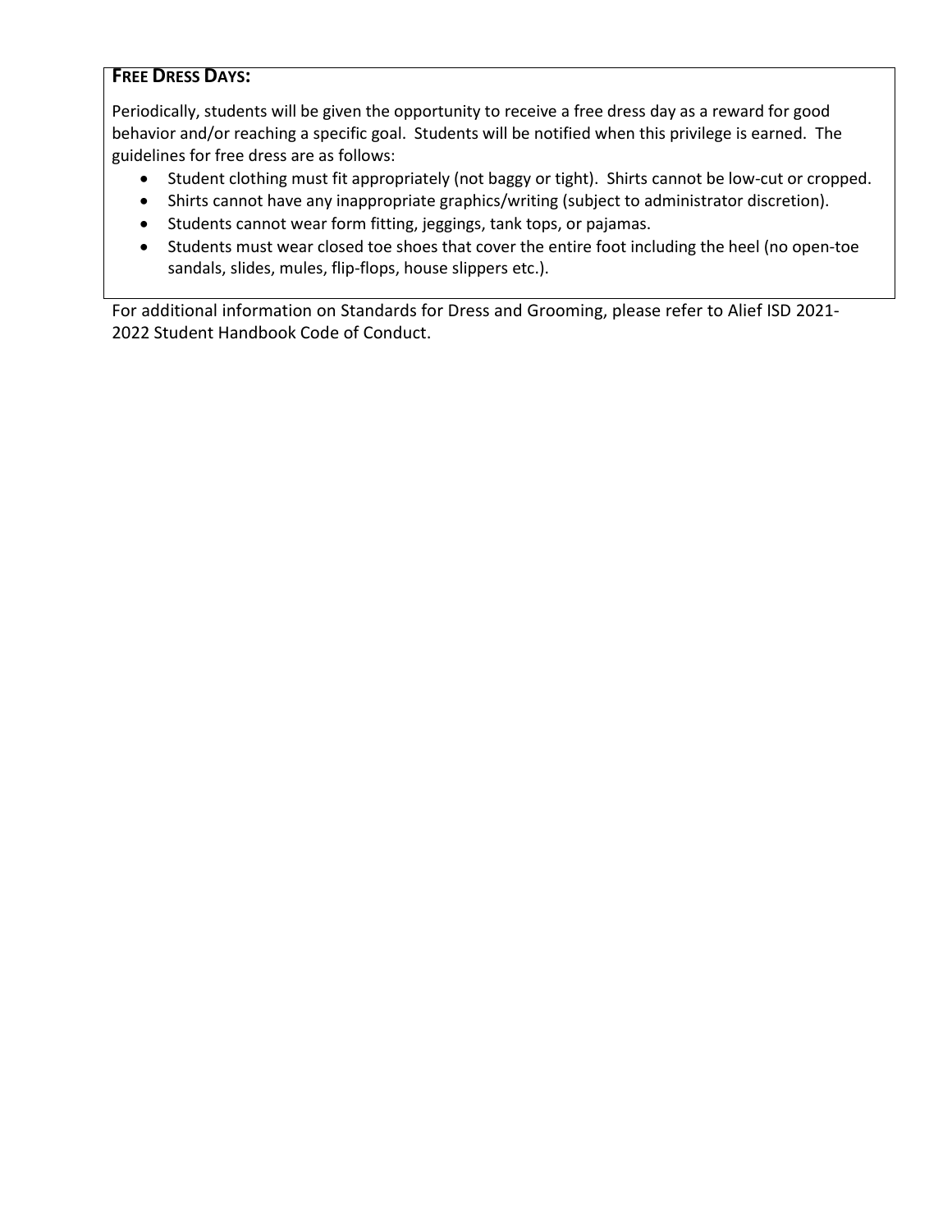**FREE DRESS DAYS:**

Periodically, students will be given the opportunity to receive a free dress day as a reward for good behavior and/or reaching a specific goal. Students will be notified when this privilege is earned. The guidelines for free dress are as follows:

- Student clothing must fit appropriately (not baggy or tight). Shirts cannot be low-cut or cropped.
- Shirts cannot have any inappropriate graphics/writing (subject to administrator discretion).
- Students cannot wear form fitting, jeggings, tank tops, or pajamas.
- Students must wear closed toe shoes that cover the entire foot including the heel (no open-toe sandals, slides, mules, flip-flops, house slippers etc.).

For additional information on Standards for Dress and Grooming, please refer to Alief ISD 2021-2022 Student Handbook Code of Conduct.